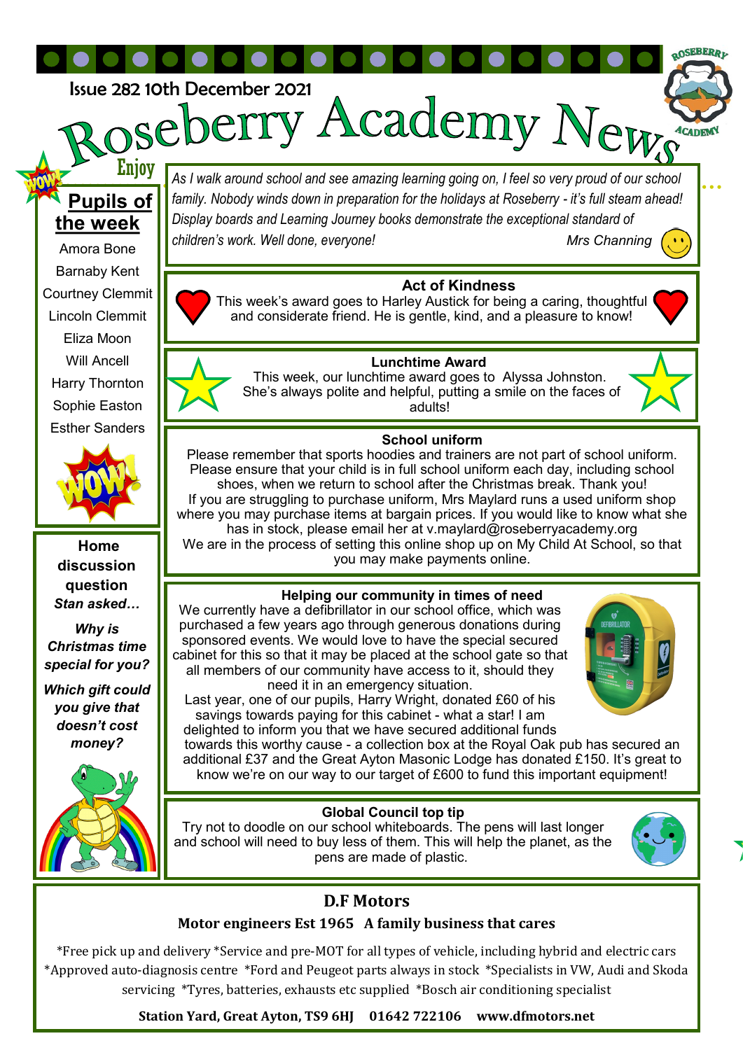Issue 282 10th December 2021

# Roseberry Academy News

*As I walk around school and see amazing learning going on, I feel so very proud of our school family. Nobody winds down in preparation for the holidays at Roseberry - it's full steam ahead! Display boards and Learning Journey books demonstrate the exceptional standard of children's work. Well done, everyone!* *Mrs Channing*

## Enjoy Pupils of the week

Amora Bone
Barnaby Kent
Courtney Clemmit
Lincoln Clemmit
Eliza Moon
Will Ancell
Harry Thornton
Sophie Easton
Esther Sanders

### Act of Kindness

This week's award goes to Harley Austick for being a caring, thoughtful and considerate friend. He is gentle, kind, and a pleasure to know!

### Lunchtime Award

This week, our lunchtime award goes to Alyssa Johnston. She's always polite and helpful, putting a smile on the faces of adults!

### School uniform

Please remember that sports hoodies and trainers are not part of school uniform. Please ensure that your child is in full school uniform each day, including school shoes, when we return to school after the Christmas break. Thank you!
If you are struggling to purchase uniform, Mrs Maylard runs a used uniform shop where you may purchase items at bargain prices. If you would like to know what she has in stock, please email her at v.maylard@roseberryacademy.org
We are in the process of setting this online shop up on My Child At School, so that you may make payments online.

### Home discussion question

*Stan asked…*

***Why is Christmas time special for you?***

***Which gift could you give that doesn't cost money?***

### Helping our community in times of need

We currently have a defibrillator in our school office, which was purchased a few years ago through generous donations during sponsored events. We would love to have the special secured cabinet for this so that it may be placed at the school gate so that all members of our community have access to it, should they need it in an emergency situation.
Last year, one of our pupils, Harry Wright, donated £60 of his savings towards paying for this cabinet - what a star! I am delighted to inform you that we have secured additional funds towards this worthy cause - a collection box at the Royal Oak pub has secured an additional £37 and the Great Ayton Masonic Lodge has donated £150. It's great to know we're on our way to our target of £600 to fund this important equipment!

### Global Council top tip

Try not to doodle on our school whiteboards. The pens will last longer and school will need to buy less of them. This will help the planet, as the pens are made of plastic.

## D.F Motors

**Motor engineers Est 1965 A family business that cares**

*Free pick up and delivery *Service and pre-MOT for all types of vehicle, including hybrid and electric cars *Approved auto-diagnosis centre *Ford and Peugeot parts always in stock *Specialists in VW, Audi and Skoda servicing *Tyres, batteries, exhausts etc supplied *Bosch air conditioning specialist

**Station Yard, Great Ayton, TS9 6HJ 01642 722106 www.dfmotors.net**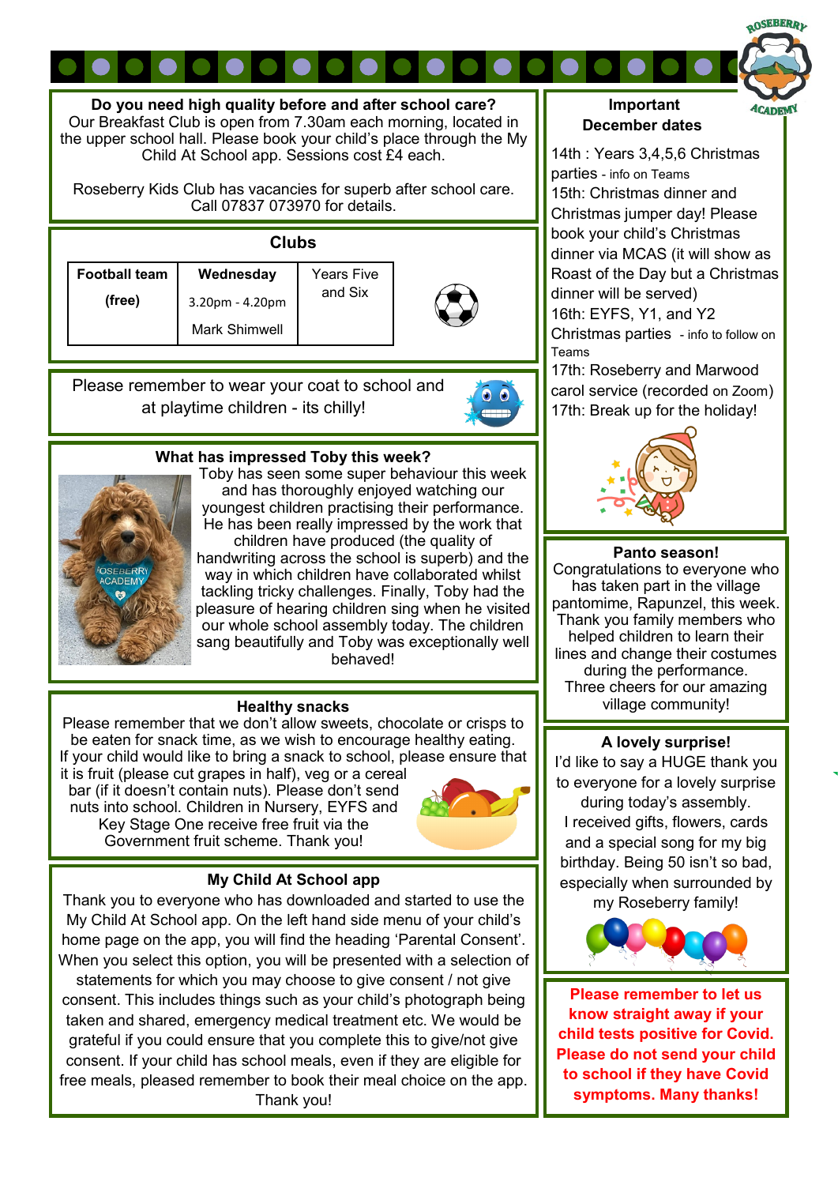**Do you need high quality before and after school care?**
Our Breakfast Club is open from 7.30am each morning, located in the upper school hall. Please book your child's place through the My Child At School app. Sessions cost £4 each.

Roseberry Kids Club has vacancies for superb after school care. Call 07837 073970 for details.

## Clubs

| | | |
|---|---|---|
| **Football team** **(free)** | **Wednesday** 3.20pm - 4.20pm Mark Shimwell | Years Five and Six |

Please remember to wear your coat to school and at playtime children - its chilly!

### What has impressed Toby this week?

Toby has seen some super behaviour this week and has thoroughly enjoyed watching our youngest children practising their performance. He has been really impressed by the work that children have produced (the quality of handwriting across the school is superb) and the way in which children have collaborated whilst tackling tricky challenges. Finally, Toby had the pleasure of hearing children sing when he visited our whole school assembly today. The children sang beautifully and Toby was exceptionally well behaved!

### Healthy snacks

Please remember that we don't allow sweets, chocolate or crisps to be eaten for snack time, as we wish to encourage healthy eating. If your child would like to bring a snack to school, please ensure that it is fruit (please cut grapes in half), veg or a cereal bar (if it doesn't contain nuts). Please don't send nuts into school. Children in Nursery, EYFS and Key Stage One receive free fruit via the Government fruit scheme. Thank you!

### My Child At School app

Thank you to everyone who has downloaded and started to use the My Child At School app. On the left hand side menu of your child's home page on the app, you will find the heading 'Parental Consent'. When you select this option, you will be presented with a selection of statements for which you may choose to give consent / not give consent. This includes things such as your child's photograph being taken and shared, emergency medical treatment etc. We would be grateful if you could ensure that you complete this to give/not give consent. If your child has school meals, even if they are eligible for free meals, pleased remember to book their meal choice on the app. Thank you!

### Important December dates

14th : Years 3,4,5,6 Christmas parties - info on Teams
15th: Christmas dinner and Christmas jumper day! Please book your child's Christmas dinner via MCAS (it will show as Roast of the Day but a Christmas dinner will be served)
16th: EYFS, Y1, and Y2 Christmas parties - info to follow on Teams
17th: Roseberry and Marwood carol service (recorded on Zoom)
17th: Break up for the holiday!

### Panto season!

Congratulations to everyone who has taken part in the village pantomime, Rapunzel, this week. Thank you family members who helped children to learn their lines and change their costumes during the performance. Three cheers for our amazing village community!

### A lovely surprise!

I'd like to say a HUGE thank you to everyone for a lovely surprise during today's assembly. I received gifts, flowers, cards and a special song for my big birthday. Being 50 isn't so bad, especially when surrounded by my Roseberry family!

**Please remember to let us know straight away if your child tests positive for Covid. Please do not send your child to school if they have Covid symptoms. Many thanks!**